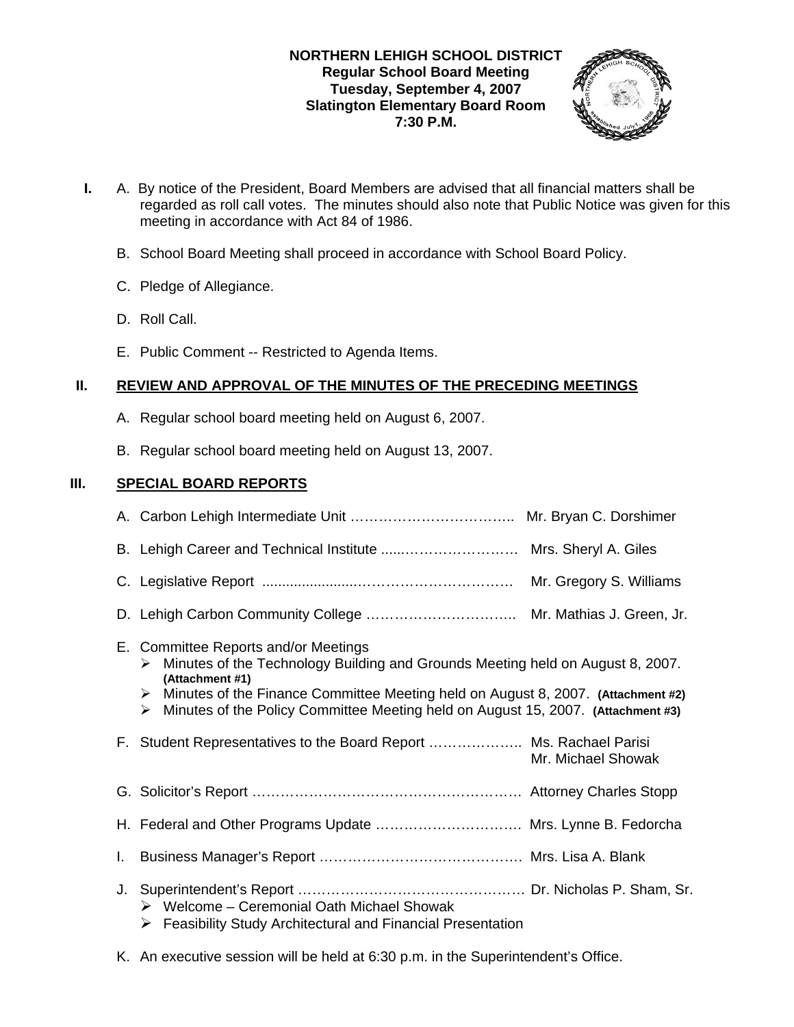**NORTHERN LEHIGH SCHOOL DISTRICT**
**Regular School Board Meeting**
**Tuesday, September 4, 2007**
**Slatington Elementary Board Room**
**7:30 P.M.**

**I.** A. By notice of the President, Board Members are advised that all financial matters shall be regarded as roll call votes. The minutes should also note that Public Notice was given for this meeting in accordance with Act 84 of 1986.

B. School Board Meeting shall proceed in accordance with School Board Policy.

C. Pledge of Allegiance.

D. Roll Call.

E. Public Comment -- Restricted to Agenda Items.

## II. REVIEW AND APPROVAL OF THE MINUTES OF THE PRECEDING MEETINGS

A. Regular school board meeting held on August 6, 2007.

B. Regular school board meeting held on August 13, 2007.

## III. SPECIAL BOARD REPORTS

A. Carbon Lehigh Intermediate Unit …………………………….. Mr. Bryan C. Dorshimer

B. Lehigh Career and Technical Institute ......………………… Mrs. Sheryl A. Giles

C. Legislative Report ......................……………………… Mr. Gregory S. Williams

D. Lehigh Carbon Community College ………………………….. Mr. Mathias J. Green, Jr.

E. Committee Reports and/or Meetings
- Minutes of the Technology Building and Grounds Meeting held on August 8, 2007. **(Attachment #1)**
- Minutes of the Finance Committee Meeting held on August 8, 2007. **(Attachment #2)**
- Minutes of the Policy Committee Meeting held on August 15, 2007. **(Attachment #3)**

F. Student Representatives to the Board Report ……………….. Ms. Rachael Parisi
Mr. Michael Showak

G. Solicitor's Report …………………………………………………. Attorney Charles Stopp

H. Federal and Other Programs Update …………………………. Mrs. Lynne B. Fedorcha

I. Business Manager's Report ……………………………………. Mrs. Lisa A. Blank

J. Superintendent's Report ………………………………………… Dr. Nicholas P. Sham, Sr.
- Welcome – Ceremonial Oath Michael Showak
- Feasibility Study Architectural and Financial Presentation

K. An executive session will be held at 6:30 p.m. in the Superintendent's Office.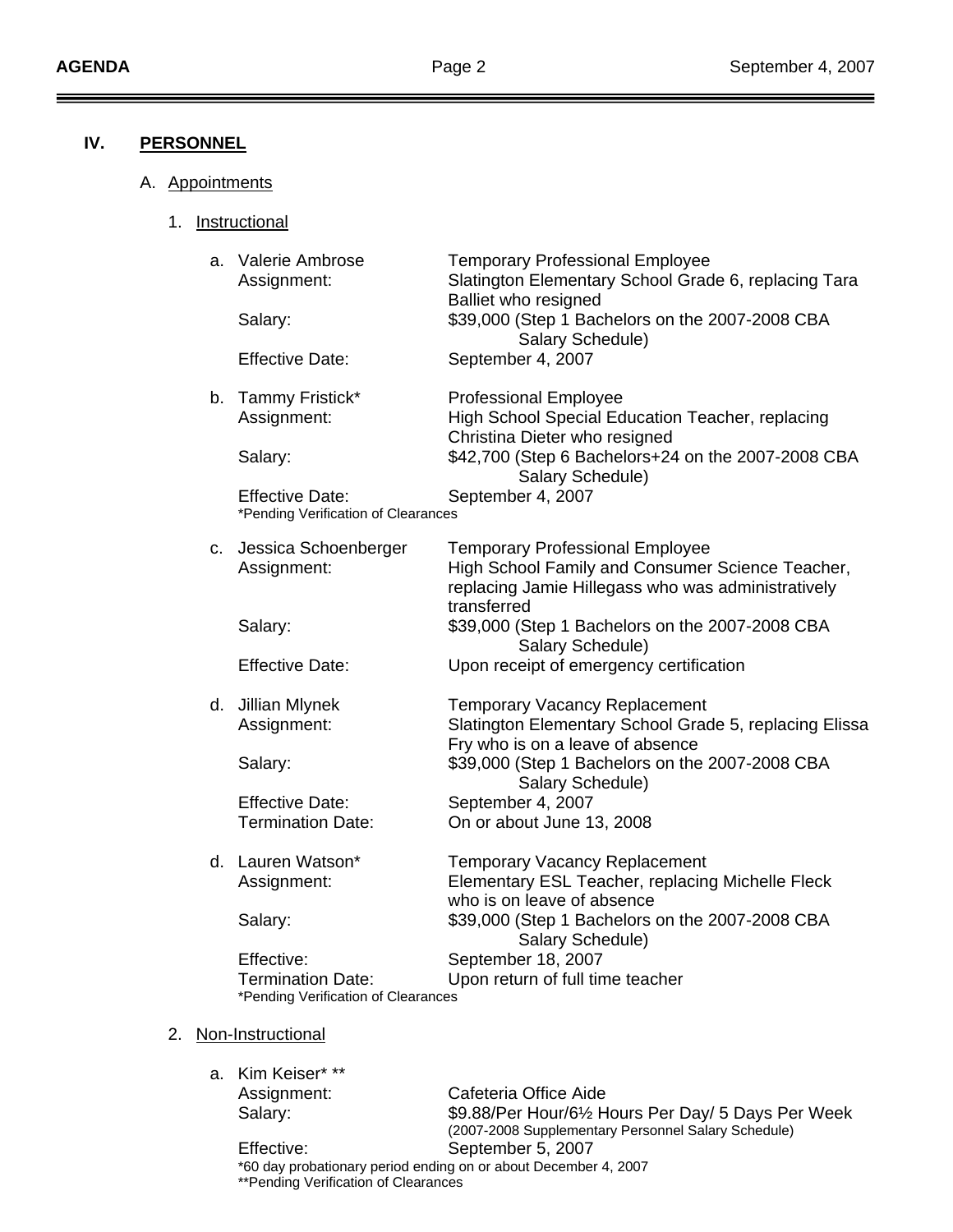## IV. PERSONNEL

A. Appointments

1. Instructional

a. Valerie Ambrose — Temporary Professional Employee
   - Assignment: Slatington Elementary School Grade 6, replacing Tara Balliet who resigned
   - Salary: $39,000 (Step 1 Bachelors on the 2007-2008 CBA Salary Schedule)
   - Effective Date: September 4, 2007

b. Tammy Fristick* — Professional Employee
   - Assignment: High School Special Education Teacher, replacing Christina Dieter who resigned
   - Salary: $42,700 (Step 6 Bachelors+24 on the 2007-2008 CBA Salary Schedule)
   - Effective Date: September 4, 2007

   *Pending Verification of Clearances

c. Jessica Schoenberger — Temporary Professional Employee
   - Assignment: High School Family and Consumer Science Teacher, replacing Jamie Hillegass who was administratively transferred
   - Salary: $39,000 (Step 1 Bachelors on the 2007-2008 CBA Salary Schedule)
   - Effective Date: Upon receipt of emergency certification

d. Jillian Mlynek — Temporary Vacancy Replacement
   - Assignment: Slatington Elementary School Grade 5, replacing Elissa Fry who is on a leave of absence
   - Salary: $39,000 (Step 1 Bachelors on the 2007-2008 CBA Salary Schedule)
   - Effective Date: September 4, 2007
   - Termination Date: On or about June 13, 2008

d. Lauren Watson* — Temporary Vacancy Replacement
   - Assignment: Elementary ESL Teacher, replacing Michelle Fleck who is on leave of absence
   - Salary: $39,000 (Step 1 Bachelors on the 2007-2008 CBA Salary Schedule)
   - Effective: September 18, 2007
   - Termination Date: Upon return of full time teacher

   *Pending Verification of Clearances

2. Non-Instructional

a. Kim Keiser* **
   - Assignment: Cafeteria Office Aide
   - Salary: $9.88/Per Hour/6½ Hours Per Day/ 5 Days Per Week (2007-2008 Supplementary Personnel Salary Schedule)
   - Effective: September 5, 2007

   *60 day probationary period ending on or about December 4, 2007
   **Pending Verification of Clearances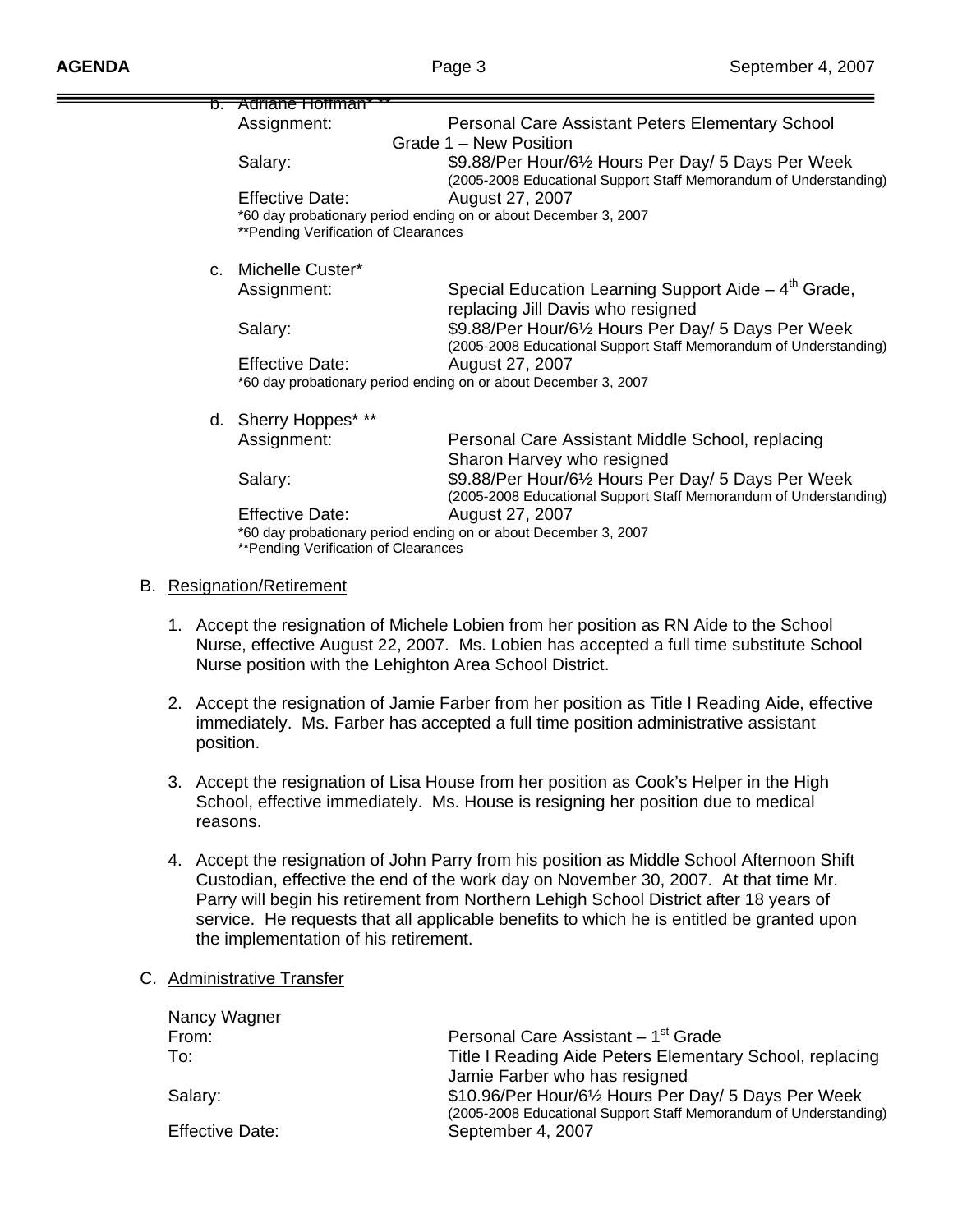b. Adriane Hoffman* **

Assignment: Personal Care Assistant Peters Elementary School Grade 1 – New Position

Salary: $9.88/Per Hour/6½ Hours Per Day/ 5 Days Per Week (2005-2008 Educational Support Staff Memorandum of Understanding)

Effective Date: August 27, 2007

*60 day probationary period ending on or about December 3, 2007

**Pending Verification of Clearances

c. Michelle Custer*

Assignment: Special Education Learning Support Aide – 4th Grade, replacing Jill Davis who resigned

Salary: $9.88/Per Hour/6½ Hours Per Day/ 5 Days Per Week (2005-2008 Educational Support Staff Memorandum of Understanding)

Effective Date: August 27, 2007

*60 day probationary period ending on or about December 3, 2007

d. Sherry Hoppes* **

Assignment: Personal Care Assistant Middle School, replacing Sharon Harvey who resigned

Salary: $9.88/Per Hour/6½ Hours Per Day/ 5 Days Per Week (2005-2008 Educational Support Staff Memorandum of Understanding)

Effective Date: August 27, 2007

*60 day probationary period ending on or about December 3, 2007

**Pending Verification of Clearances

B. Resignation/Retirement

1. Accept the resignation of Michele Lobien from her position as RN Aide to the School Nurse, effective August 22, 2007. Ms. Lobien has accepted a full time substitute School Nurse position with the Lehighton Area School District.

2. Accept the resignation of Jamie Farber from her position as Title I Reading Aide, effective immediately. Ms. Farber has accepted a full time position administrative assistant position.

3. Accept the resignation of Lisa House from her position as Cook's Helper in the High School, effective immediately. Ms. House is resigning her position due to medical reasons.

4. Accept the resignation of John Parry from his position as Middle School Afternoon Shift Custodian, effective the end of the work day on November 30, 2007. At that time Mr. Parry will begin his retirement from Northern Lehigh School District after 18 years of service. He requests that all applicable benefits to which he is entitled be granted upon the implementation of his retirement.

C. Administrative Transfer

Nancy Wagner

From: Personal Care Assistant – 1st Grade

To: Title I Reading Aide Peters Elementary School, replacing Jamie Farber who has resigned

Salary: $10.96/Per Hour/6½ Hours Per Day/ 5 Days Per Week (2005-2008 Educational Support Staff Memorandum of Understanding)

Effective Date: September 4, 2007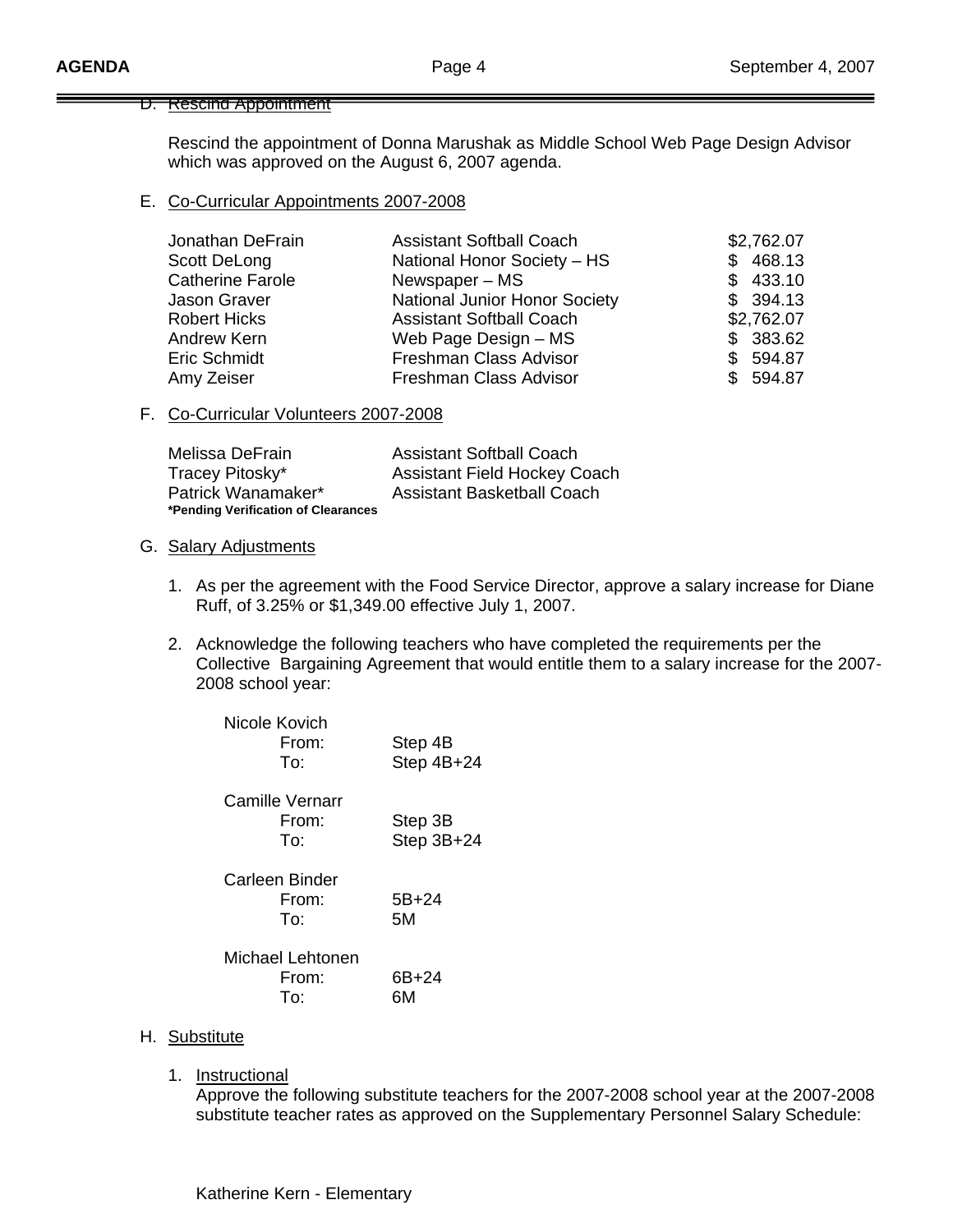D. Rescind Appointment

Rescind the appointment of Donna Marushak as Middle School Web Page Design Advisor which was approved on the August 6, 2007 agenda.

E. Co-Curricular Appointments 2007-2008

| | | |
|---|---|---|
| Jonathan DeFrain | Assistant Softball Coach | $2,762.07 |
| Scott DeLong | National Honor Society – HS | $ 468.13 |
| Catherine Farole | Newspaper – MS | $ 433.10 |
| Jason Graver | National Junior Honor Society | $ 394.13 |
| Robert Hicks | Assistant Softball Coach | $2,762.07 |
| Andrew Kern | Web Page Design – MS | $ 383.62 |
| Eric Schmidt | Freshman Class Advisor | $ 594.87 |
| Amy Zeiser | Freshman Class Advisor | $ 594.87 |

F. Co-Curricular Volunteers 2007-2008

| | |
|---|---|
| Melissa DeFrain | Assistant Softball Coach |
| Tracey Pitosky* | Assistant Field Hockey Coach |
| Patrick Wanamaker* | Assistant Basketball Coach |

**\*Pending Verification of Clearances**

G. Salary Adjustments

1. As per the agreement with the Food Service Director, approve a salary increase for Diane Ruff, of 3.25% or $1,349.00 effective July 1, 2007.

2. Acknowledge the following teachers who have completed the requirements per the Collective Bargaining Agreement that would entitle them to a salary increase for the 2007-2008 school year:

   Nicole Kovich
   From: Step 4B
   To: Step 4B+24

   Camille Vernarr
   From: Step 3B
   To: Step 3B+24

   Carleen Binder
   From: 5B+24
   To: 5M

   Michael Lehtonen
   From: 6B+24
   To: 6M

H. Substitute

1. Instructional
   Approve the following substitute teachers for the 2007-2008 school year at the 2007-2008 substitute teacher rates as approved on the Supplementary Personnel Salary Schedule:

   Katherine Kern - Elementary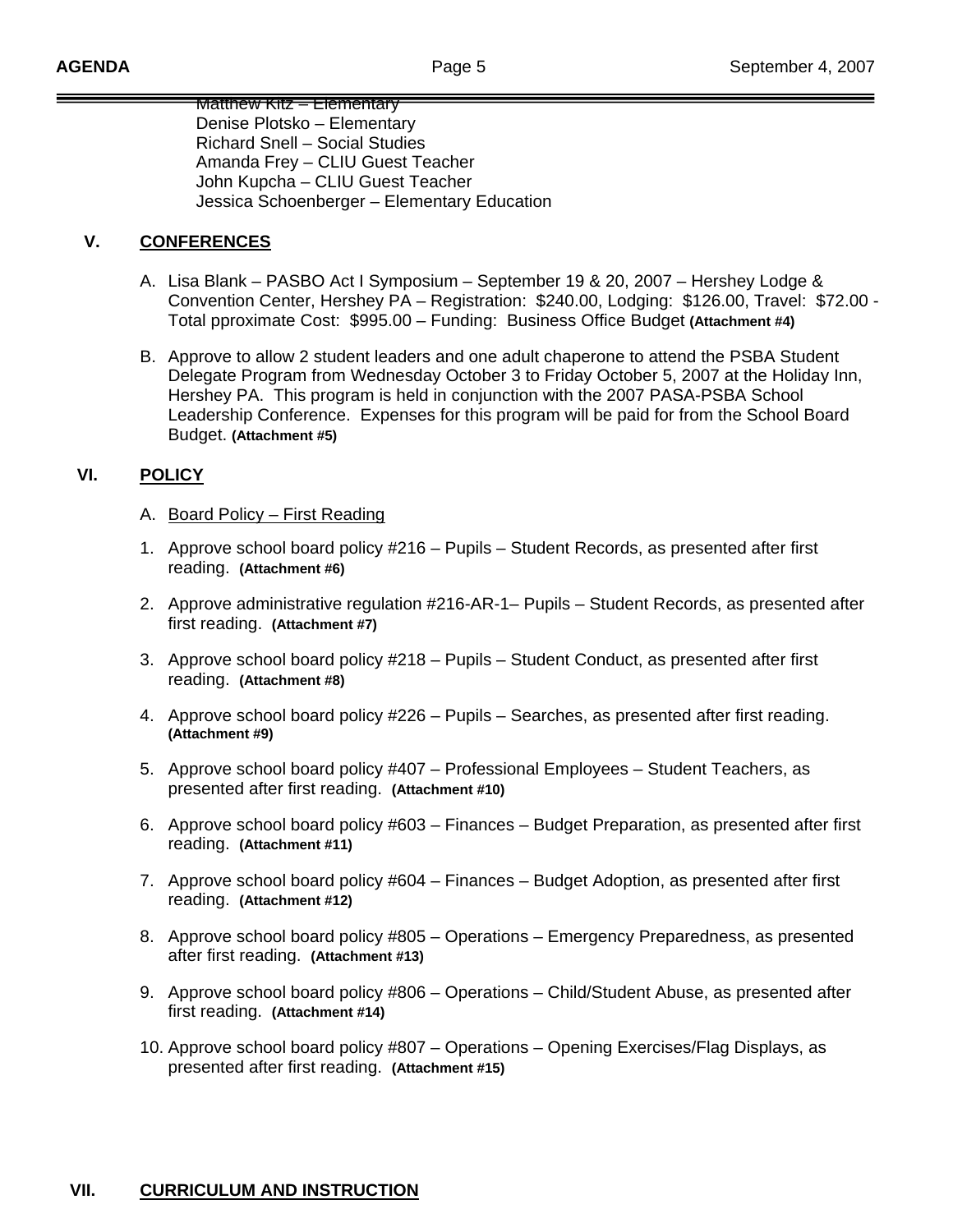Matthew Kitz – Elementary
Denise Plotsko – Elementary
Richard Snell – Social Studies
Amanda Frey – CLIU Guest Teacher
John Kupcha – CLIU Guest Teacher
Jessica Schoenberger – Elementary Education

## V. CONFERENCES

A. Lisa Blank – PASBO Act I Symposium – September 19 & 20, 2007 – Hershey Lodge & Convention Center, Hershey PA – Registration: $240.00, Lodging: $126.00, Travel: $72.00 - Total pproximate Cost: $995.00 – Funding: Business Office Budget **(Attachment #4)**

B. Approve to allow 2 student leaders and one adult chaperone to attend the PSBA Student Delegate Program from Wednesday October 3 to Friday October 5, 2007 at the Holiday Inn, Hershey PA. This program is held in conjunction with the 2007 PASA-PSBA School Leadership Conference. Expenses for this program will be paid for from the School Board Budget. **(Attachment #5)**

## VI. POLICY

A. Board Policy – First Reading

1. Approve school board policy #216 – Pupils – Student Records, as presented after first reading. **(Attachment #6)**
2. Approve administrative regulation #216-AR-1– Pupils – Student Records, as presented after first reading. **(Attachment #7)**
3. Approve school board policy #218 – Pupils – Student Conduct, as presented after first reading. **(Attachment #8)**
4. Approve school board policy #226 – Pupils – Searches, as presented after first reading. **(Attachment #9)**
5. Approve school board policy #407 – Professional Employees – Student Teachers, as presented after first reading. **(Attachment #10)**
6. Approve school board policy #603 – Finances – Budget Preparation, as presented after first reading. **(Attachment #11)**
7. Approve school board policy #604 – Finances – Budget Adoption, as presented after first reading. **(Attachment #12)**
8. Approve school board policy #805 – Operations – Emergency Preparedness, as presented after first reading. **(Attachment #13)**
9. Approve school board policy #806 – Operations – Child/Student Abuse, as presented after first reading. **(Attachment #14)**
10. Approve school board policy #807 – Operations – Opening Exercises/Flag Displays, as presented after first reading. **(Attachment #15)**

## VII. CURRICULUM AND INSTRUCTION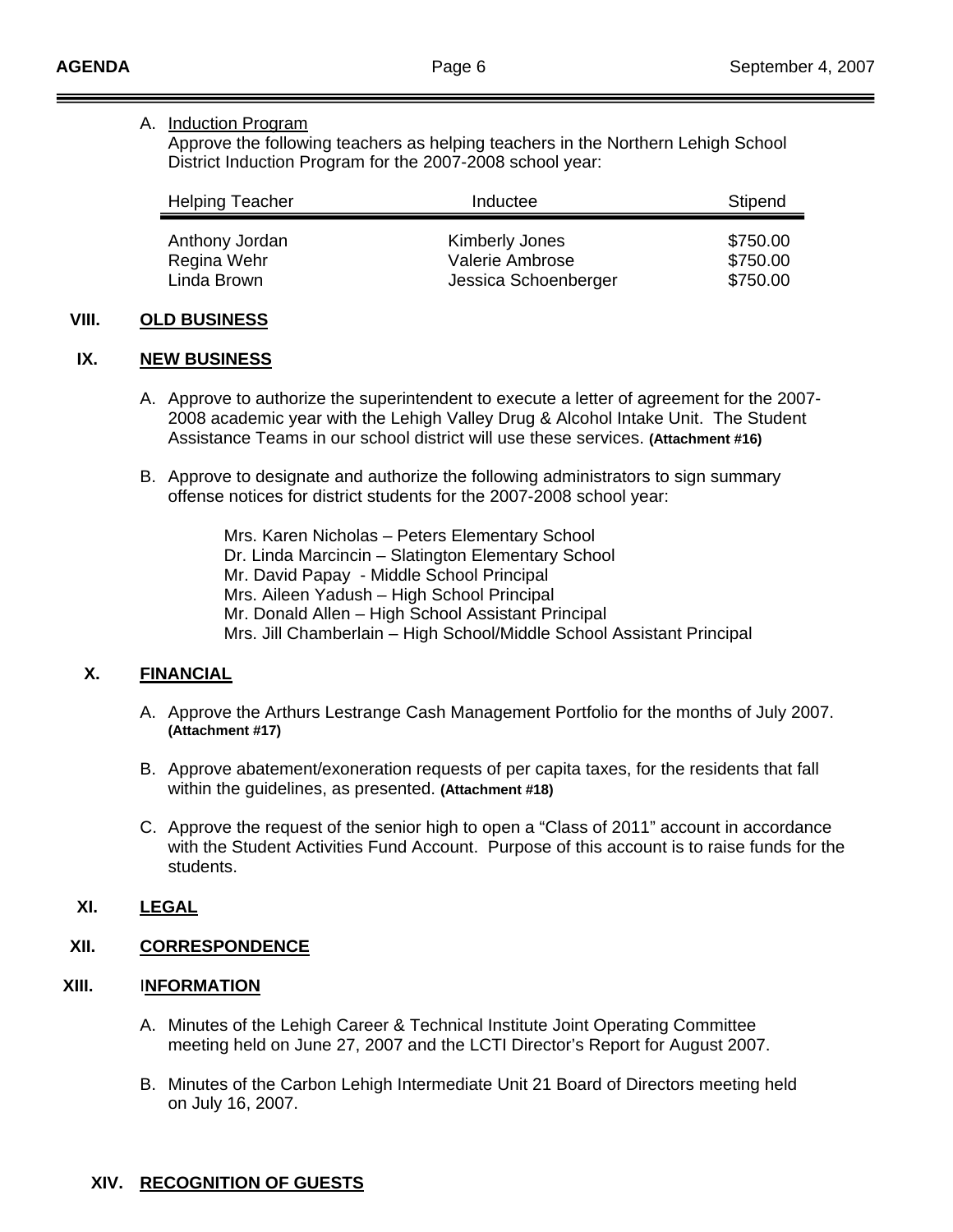A. Induction Program
   Approve the following teachers as helping teachers in the Northern Lehigh School District Induction Program for the 2007-2008 school year:

| Helping Teacher | Inductee | Stipend |
|---|---|---|
| Anthony Jordan | Kimberly Jones | $750.00 |
| Regina Wehr | Valerie Ambrose | $750.00 |
| Linda Brown | Jessica Schoenberger | $750.00 |

## VIII. OLD BUSINESS

## IX. NEW BUSINESS

A. Approve to authorize the superintendent to execute a letter of agreement for the 2007-2008 academic year with the Lehigh Valley Drug & Alcohol Intake Unit. The Student Assistance Teams in our school district will use these services. **(Attachment #16)**

B. Approve to designate and authorize the following administrators to sign summary offense notices for district students for the 2007-2008 school year:

   Mrs. Karen Nicholas – Peters Elementary School
   Dr. Linda Marcincin – Slatington Elementary School
   Mr. David Papay - Middle School Principal
   Mrs. Aileen Yadush – High School Principal
   Mr. Donald Allen – High School Assistant Principal
   Mrs. Jill Chamberlain – High School/Middle School Assistant Principal

## X. FINANCIAL

A. Approve the Arthurs Lestrange Cash Management Portfolio for the months of July 2007. **(Attachment #17)**

B. Approve abatement/exoneration requests of per capita taxes, for the residents that fall within the guidelines, as presented. **(Attachment #18)**

C. Approve the request of the senior high to open a "Class of 2011" account in accordance with the Student Activities Fund Account. Purpose of this account is to raise funds for the students.

## XI. LEGAL

## XII. CORRESPONDENCE

## XIII. INFORMATION

A. Minutes of the Lehigh Career & Technical Institute Joint Operating Committee meeting held on June 27, 2007 and the LCTI Director's Report for August 2007.

B. Minutes of the Carbon Lehigh Intermediate Unit 21 Board of Directors meeting held on July 16, 2007.

## XIV. RECOGNITION OF GUESTS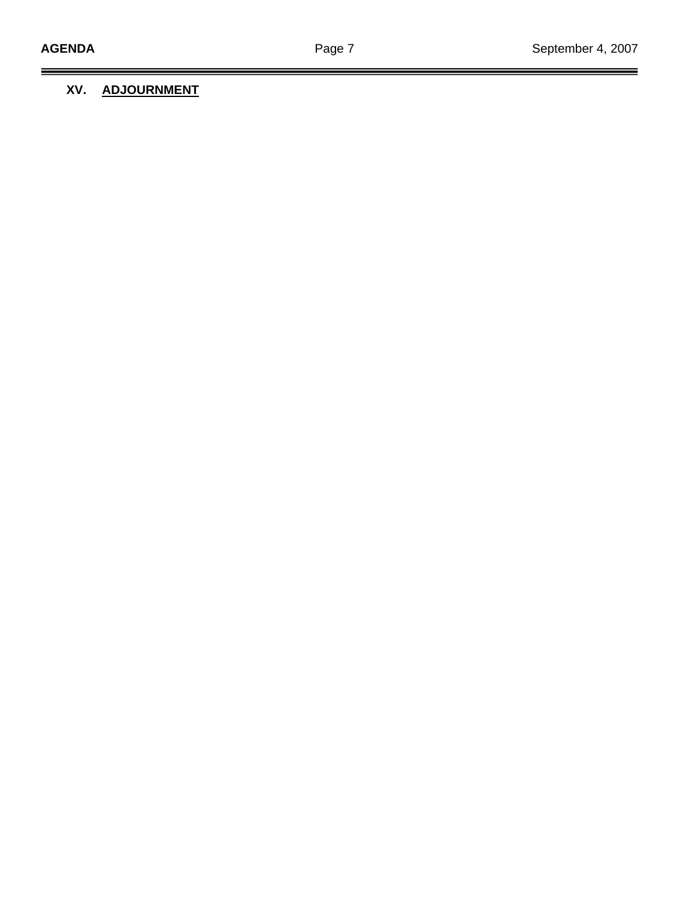## XV. ADJOURNMENT